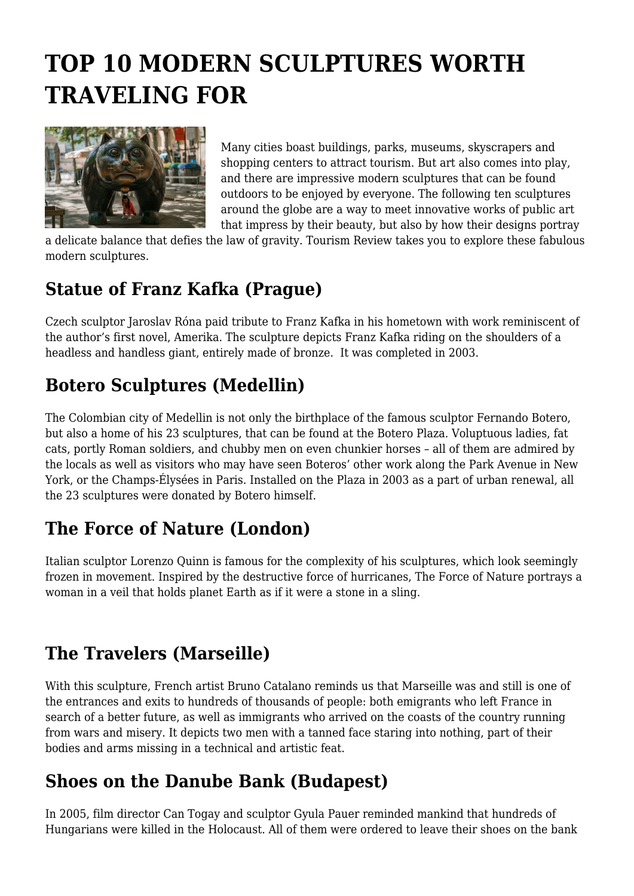# TOP 10 MODERN SCULPTURES WORTH TRAVELING FOR

Many cities boast buildings, parks, museums, skyscrapers and shopping centers to attract tourism. But art also comes into play, and there are impressive modern sculptures that can be found outdoors to be enjoyed by everyone. The following ten sculptures around the globe are a way to meet innovative works of public art that impress by their beauty, but also by how their designs portray a delicate balance that defies the law of gravity. Tourism Review takes you to explore these fabulous modern sculptures.

## Statue of Franz Kafka (Prague)

Czech sculptor Jaroslav Róna paid tribute to Franz Kafka in his hometown with work reminiscent of the author's first novel, Amerika. The sculpture depicts Franz Kafka riding on the shoulders of a headless and handless giant, entirely made of bronze. It was completed in 2003.

## Botero Sculptures (Medellin)

The Colombian city of Medellin is not only the birthplace of the famous sculptor Fernando Botero, but also a home of his 23 sculptures, that can be found at the Botero Plaza. Voluptuous ladies, fat cats, portly Roman soldiers, and chubby men on even chunkier horses – all of them are admired by the locals as well as visitors who may have seen Boteros' other work along the Park Avenue in New York, or the Champs-Élysées in Paris. Installed on the Plaza in 2003 as a part of urban renewal, all the 23 sculptures were donated by Botero himself.

## The Force of Nature (London)

Italian sculptor Lorenzo Quinn is famous for the complexity of his sculptures, which look seemingly frozen in movement. Inspired by the destructive force of hurricanes, The Force of Nature portrays a woman in a veil that holds planet Earth as if it were a stone in a sling.

## The Travelers (Marseille)

With this sculpture, French artist Bruno Catalano reminds us that Marseille was and still is one of the entrances and exits to hundreds of thousands of people: both emigrants who left France in search of a better future, as well as immigrants who arrived on the coasts of the country running from wars and misery. It depicts two men with a tanned face staring into nothing, part of their bodies and arms missing in a technical and artistic feat.

## Shoes on the Danube Bank (Budapest)

In 2005, film director Can Togay and sculptor Gyula Pauer reminded mankind that hundreds of Hungarians were killed in the Holocaust. All of them were ordered to leave their shoes on the bank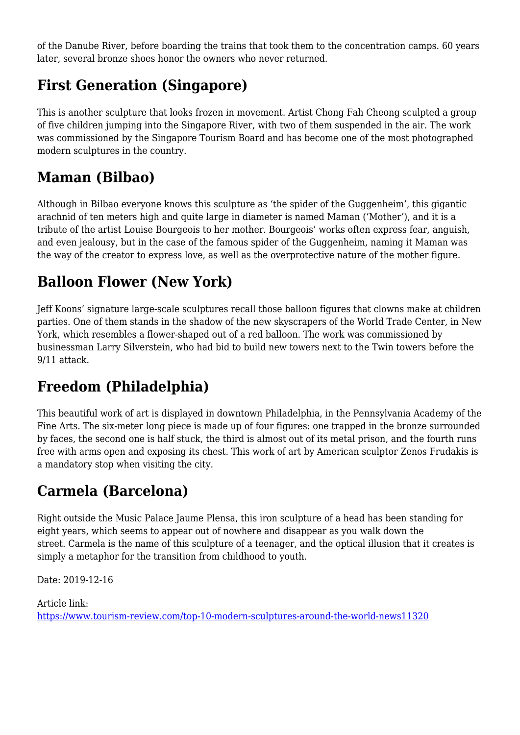of the Danube River, before boarding the trains that took them to the concentration camps. 60 years later, several bronze shoes honor the owners who never returned.

## First Generation (Singapore)

This is another sculpture that looks frozen in movement. Artist Chong Fah Cheong sculpted a group of five children jumping into the Singapore River, with two of them suspended in the air. The work was commissioned by the Singapore Tourism Board and has become one of the most photographed modern sculptures in the country.

## Maman (Bilbao)

Although in Bilbao everyone knows this sculpture as 'the spider of the Guggenheim', this gigantic arachnid of ten meters high and quite large in diameter is named Maman ('Mother'), and it is a tribute of the artist Louise Bourgeois to her mother. Bourgeois' works often express fear, anguish, and even jealousy, but in the case of the famous spider of the Guggenheim, naming it Maman was the way of the creator to express love, as well as the overprotective nature of the mother figure.

## Balloon Flower (New York)

Jeff Koons' signature large-scale sculptures recall those balloon figures that clowns make at children parties. One of them stands in the shadow of the new skyscrapers of the World Trade Center, in New York, which resembles a flower-shaped out of a red balloon. The work was commissioned by businessman Larry Silverstein, who had bid to build new towers next to the Twin towers before the 9/11 attack.

## Freedom (Philadelphia)

This beautiful work of art is displayed in downtown Philadelphia, in the Pennsylvania Academy of the Fine Arts. The six-meter long piece is made up of four figures: one trapped in the bronze surrounded by faces, the second one is half stuck, the third is almost out of its metal prison, and the fourth runs free with arms open and exposing its chest. This work of art by American sculptor Zenos Frudakis is a mandatory stop when visiting the city.

## Carmela (Barcelona)

Right outside the Music Palace Jaume Plensa, this iron sculpture of a head has been standing for eight years, which seems to appear out of nowhere and disappear as you walk down the street. Carmela is the name of this sculpture of a teenager, and the optical illusion that it creates is simply a metaphor for the transition from childhood to youth.

Date: 2019-12-16

Article link:
https://www.tourism-review.com/top-10-modern-sculptures-around-the-world-news11320